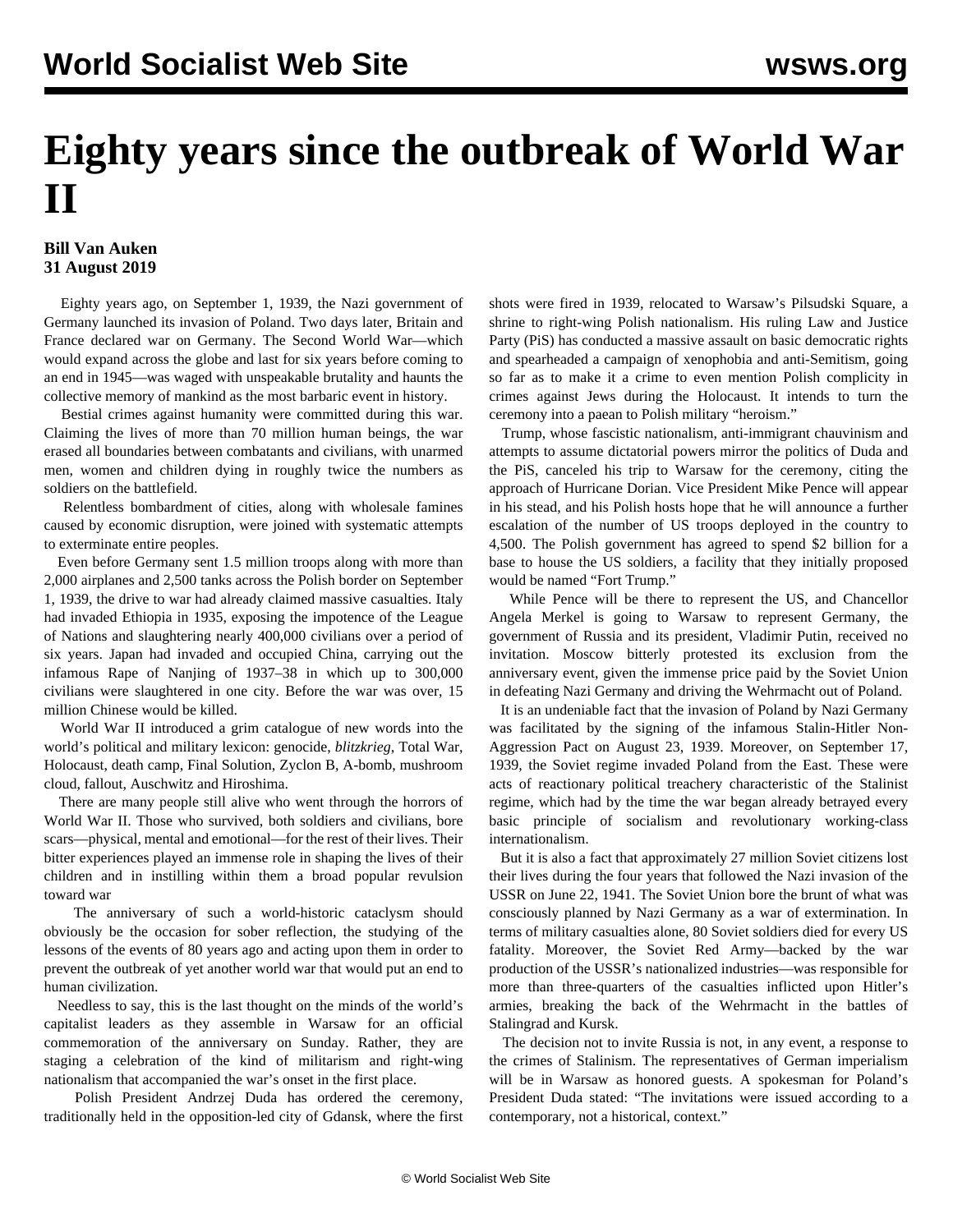# Eighty years since the outbreak of World War II

**Bill Van Auken**
**31 August 2019**

Eighty years ago, on September 1, 1939, the Nazi government of Germany launched its invasion of Poland. Two days later, Britain and France declared war on Germany. The Second World War—which would expand across the globe and last for six years before coming to an end in 1945—was waged with unspeakable brutality and haunts the collective memory of mankind as the most barbaric event in history.

Bestial crimes against humanity were committed during this war. Claiming the lives of more than 70 million human beings, the war erased all boundaries between combatants and civilians, with unarmed men, women and children dying in roughly twice the numbers as soldiers on the battlefield.

Relentless bombardment of cities, along with wholesale famines caused by economic disruption, were joined with systematic attempts to exterminate entire peoples.

Even before Germany sent 1.5 million troops along with more than 2,000 airplanes and 2,500 tanks across the Polish border on September 1, 1939, the drive to war had already claimed massive casualties. Italy had invaded Ethiopia in 1935, exposing the impotence of the League of Nations and slaughtering nearly 400,000 civilians over a period of six years. Japan had invaded and occupied China, carrying out the infamous Rape of Nanjing of 1937–38 in which up to 300,000 civilians were slaughtered in one city. Before the war was over, 15 million Chinese would be killed.

World War II introduced a grim catalogue of new words into the world's political and military lexicon: genocide, *blitzkrieg*, Total War, Holocaust, death camp, Final Solution, Zyclon B, A-bomb, mushroom cloud, fallout, Auschwitz and Hiroshima.

There are many people still alive who went through the horrors of World War II. Those who survived, both soldiers and civilians, bore scars—physical, mental and emotional—for the rest of their lives. Their bitter experiences played an immense role in shaping the lives of their children and in instilling within them a broad popular revulsion toward war

The anniversary of such a world-historic cataclysm should obviously be the occasion for sober reflection, the studying of the lessons of the events of 80 years ago and acting upon them in order to prevent the outbreak of yet another world war that would put an end to human civilization.

Needless to say, this is the last thought on the minds of the world's capitalist leaders as they assemble in Warsaw for an official commemoration of the anniversary on Sunday. Rather, they are staging a celebration of the kind of militarism and right-wing nationalism that accompanied the war's onset in the first place.

Polish President Andrzej Duda has ordered the ceremony, traditionally held in the opposition-led city of Gdansk, where the first shots were fired in 1939, relocated to Warsaw's Pilsudski Square, a shrine to right-wing Polish nationalism. His ruling Law and Justice Party (PiS) has conducted a massive assault on basic democratic rights and spearheaded a campaign of xenophobia and anti-Semitism, going so far as to make it a crime to even mention Polish complicity in crimes against Jews during the Holocaust. It intends to turn the ceremony into a paean to Polish military "heroism."

Trump, whose fascistic nationalism, anti-immigrant chauvinism and attempts to assume dictatorial powers mirror the politics of Duda and the PiS, canceled his trip to Warsaw for the ceremony, citing the approach of Hurricane Dorian. Vice President Mike Pence will appear in his stead, and his Polish hosts hope that he will announce a further escalation of the number of US troops deployed in the country to 4,500. The Polish government has agreed to spend $2 billion for a base to house the US soldiers, a facility that they initially proposed would be named "Fort Trump."

While Pence will be there to represent the US, and Chancellor Angela Merkel is going to Warsaw to represent Germany, the government of Russia and its president, Vladimir Putin, received no invitation. Moscow bitterly protested its exclusion from the anniversary event, given the immense price paid by the Soviet Union in defeating Nazi Germany and driving the Wehrmacht out of Poland.

It is an undeniable fact that the invasion of Poland by Nazi Germany was facilitated by the signing of the infamous Stalin-Hitler Non-Aggression Pact on August 23, 1939. Moreover, on September 17, 1939, the Soviet regime invaded Poland from the East. These were acts of reactionary political treachery characteristic of the Stalinist regime, which had by the time the war began already betrayed every basic principle of socialism and revolutionary working-class internationalism.

But it is also a fact that approximately 27 million Soviet citizens lost their lives during the four years that followed the Nazi invasion of the USSR on June 22, 1941. The Soviet Union bore the brunt of what was consciously planned by Nazi Germany as a war of extermination. In terms of military casualties alone, 80 Soviet soldiers died for every US fatality. Moreover, the Soviet Red Army—backed by the war production of the USSR's nationalized industries—was responsible for more than three-quarters of the casualties inflicted upon Hitler's armies, breaking the back of the Wehrmacht in the battles of Stalingrad and Kursk.

The decision not to invite Russia is not, in any event, a response to the crimes of Stalinism. The representatives of German imperialism will be in Warsaw as honored guests. A spokesman for Poland's President Duda stated: "The invitations were issued according to a contemporary, not a historical, context."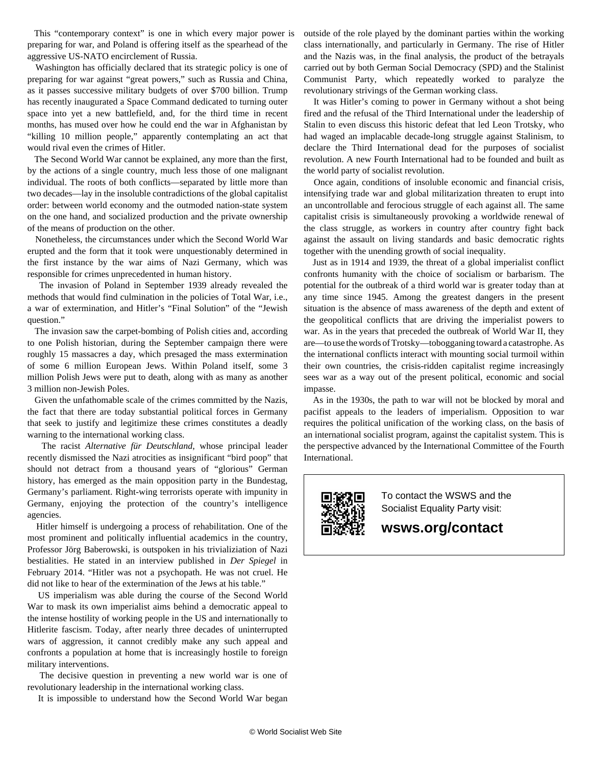This "contemporary context" is one in which every major power is preparing for war, and Poland is offering itself as the spearhead of the aggressive US-NATO encirclement of Russia.

Washington has officially declared that its strategic policy is one of preparing for war against "great powers," such as Russia and China, as it passes successive military budgets of over $700 billion. Trump has recently inaugurated a Space Command dedicated to turning outer space into yet a new battlefield, and, for the third time in recent months, has mused over how he could end the war in Afghanistan by "killing 10 million people," apparently contemplating an act that would rival even the crimes of Hitler.

The Second World War cannot be explained, any more than the first, by the actions of a single country, much less those of one malignant individual. The roots of both conflicts—separated by little more than two decades—lay in the insoluble contradictions of the global capitalist order: between world economy and the outmoded nation-state system on the one hand, and socialized production and the private ownership of the means of production on the other.

Nonetheless, the circumstances under which the Second World War erupted and the form that it took were unquestionably determined in the first instance by the war aims of Nazi Germany, which was responsible for crimes unprecedented in human history.

The invasion of Poland in September 1939 already revealed the methods that would find culmination in the policies of Total War, i.e., a war of extermination, and Hitler's "Final Solution" of the "Jewish question."

The invasion saw the carpet-bombing of Polish cities and, according to one Polish historian, during the September campaign there were roughly 15 massacres a day, which presaged the mass extermination of some 6 million European Jews. Within Poland itself, some 3 million Polish Jews were put to death, along with as many as another 3 million non-Jewish Poles.

Given the unfathomable scale of the crimes committed by the Nazis, the fact that there are today substantial political forces in Germany that seek to justify and legitimize these crimes constitutes a deadly warning to the international working class.

The racist *Alternative für Deutschland*, whose principal leader recently dismissed the Nazi atrocities as insignificant "bird poop" that should not detract from a thousand years of "glorious" German history, has emerged as the main opposition party in the Bundestag, Germany's parliament. Right-wing terrorists operate with impunity in Germany, enjoying the protection of the country's intelligence agencies.

Hitler himself is undergoing a process of rehabilitation. One of the most prominent and politically influential academics in the country, Professor Jörg Baberowski, is outspoken in his trivializiation of Nazi bestialities. He stated in an interview published in *Der Spiegel* in February 2014. "Hitler was not a psychopath. He was not cruel. He did not like to hear of the extermination of the Jews at his table."

US imperialism was able during the course of the Second World War to mask its own imperialist aims behind a democratic appeal to the intense hostility of working people in the US and internationally to Hitlerite fascism. Today, after nearly three decades of uninterrupted wars of aggression, it cannot credibly make any such appeal and confronts a population at home that is increasingly hostile to foreign military interventions.

The decisive question in preventing a new world war is one of revolutionary leadership in the international working class.

It is impossible to understand how the Second World War began outside of the role played by the dominant parties within the working class internationally, and particularly in Germany. The rise of Hitler and the Nazis was, in the final analysis, the product of the betrayals carried out by both German Social Democracy (SPD) and the Stalinist Communist Party, which repeatedly worked to paralyze the revolutionary strivings of the German working class.

It was Hitler's coming to power in Germany without a shot being fired and the refusal of the Third International under the leadership of Stalin to even discuss this historic defeat that led Leon Trotsky, who had waged an implacable decade-long struggle against Stalinism, to declare the Third International dead for the purposes of socialist revolution. A new Fourth International had to be founded and built as the world party of socialist revolution.

Once again, conditions of insoluble economic and financial crisis, intensifying trade war and global militarization threaten to erupt into an uncontrollable and ferocious struggle of each against all. The same capitalist crisis is simultaneously provoking a worldwide renewal of the class struggle, as workers in country after country fight back against the assault on living standards and basic democratic rights together with the unending growth of social inequality.

Just as in 1914 and 1939, the threat of a global imperialist conflict confronts humanity with the choice of socialism or barbarism. The potential for the outbreak of a third world war is greater today than at any time since 1945. Among the greatest dangers in the present situation is the absence of mass awareness of the depth and extent of the geopolitical conflicts that are driving the imperialist powers to war. As in the years that preceded the outbreak of World War II, they are—to use the words of Trotsky—tobogganing toward a catastrophe. As the international conflicts interact with mounting social turmoil within their own countries, the crisis-ridden capitalist regime increasingly sees war as a way out of the present political, economic and social impasse.

As in the 1930s, the path to war will not be blocked by moral and pacifist appeals to the leaders of imperialism. Opposition to war requires the political unification of the working class, on the basis of an international socialist program, against the capitalist system. This is the perspective advanced by the International Committee of the Fourth International.

To contact the WSWS and the Socialist Equality Party visit:

**wsws.org/contact**